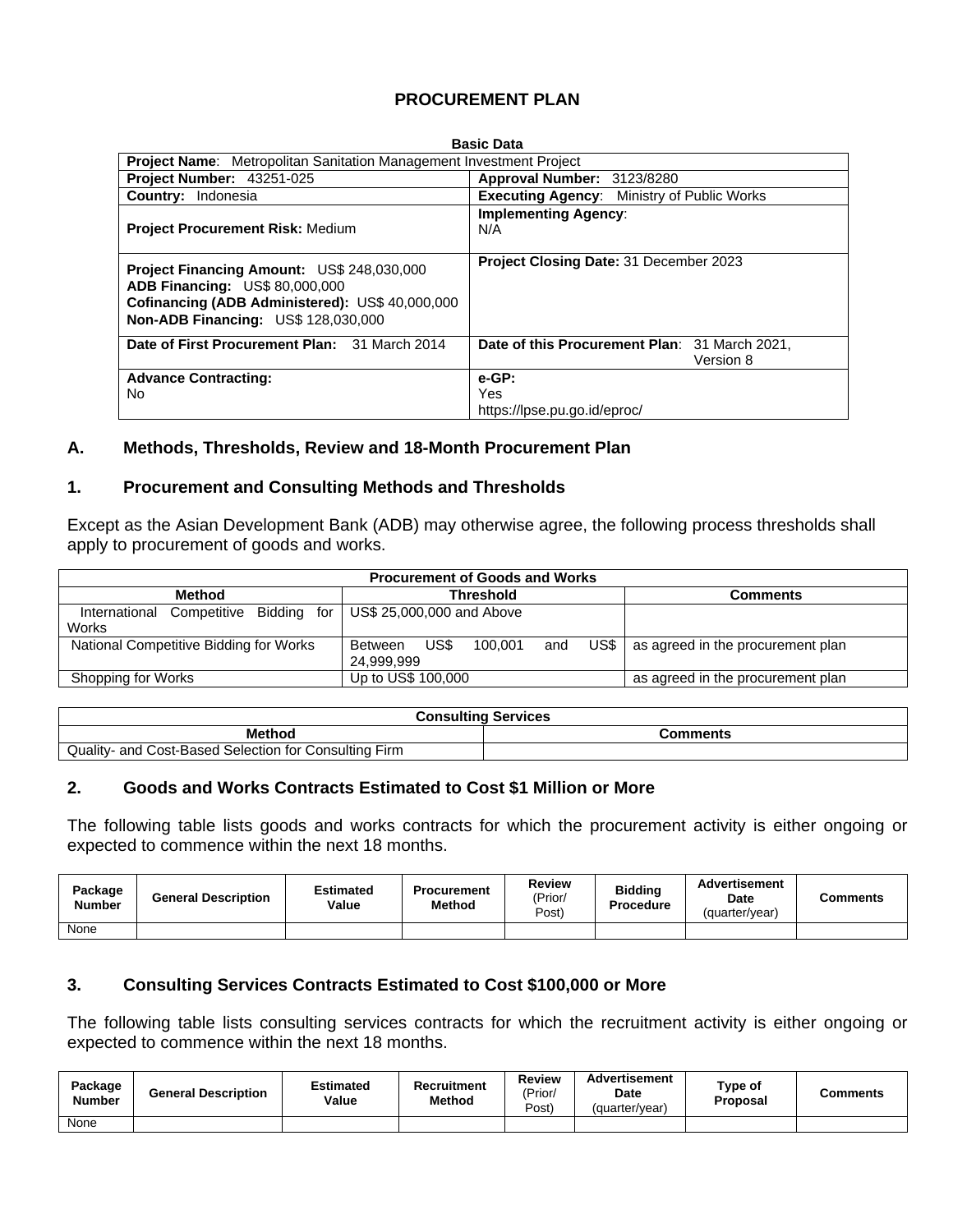# PROCUREMENT PLAN

| Basic Data | |
|---|---|
| **Project Name**: Metropolitan Sanitation Management Investment Project | |
| **Project Number:** 43251-025 | **Approval Number:** 3123/8280 |
| **Country:** Indonesia | **Executing Agency**: Ministry of Public Works |
| **Project Procurement Risk:** Medium | **Implementing Agency**: N/A |
| **Project Financing Amount:** US$ 248,030,000<br>**ADB Financing:** US$ 80,000,000<br>**Cofinancing (ADB Administered):** US$ 40,000,000<br>**Non-ADB Financing:** US$ 128,030,000 | **Project Closing Date:** 31 December 2023 |
| **Date of First Procurement Plan:** 31 March 2014 | **Date of this Procurement Plan**: 31 March 2021, Version 8 |
| **Advance Contracting:** No | **e-GP:** Yes https://lpse.pu.go.id/eproc/ |

## A. Methods, Thresholds, Review and 18-Month Procurement Plan

### 1. Procurement and Consulting Methods and Thresholds

Except as the Asian Development Bank (ADB) may otherwise agree, the following process thresholds shall apply to procurement of goods and works.

| Procurement of Goods and Works | | |
|---|---|---|
| **Method** | **Threshold** | **Comments** |
| International Competitive Bidding for Works | US$ 25,000,000 and Above | |
| National Competitive Bidding for Works | Between US$ 100,001 and US$ 24,999,999 | as agreed in the procurement plan |
| Shopping for Works | Up to US$ 100,000 | as agreed in the procurement plan |

| Consulting Services | |
|---|---|
| **Method** | **Comments** |
| Quality- and Cost-Based Selection for Consulting Firm | |

### 2. Goods and Works Contracts Estimated to Cost $1 Million or More

The following table lists goods and works contracts for which the procurement activity is either ongoing or expected to commence within the next 18 months.

| Package Number | General Description | Estimated Value | Procurement Method | Review (Prior/ Post) | Bidding Procedure | Advertisement Date (quarter/year) | Comments |
|---|---|---|---|---|---|---|---|
| None | | | | | | | |

### 3. Consulting Services Contracts Estimated to Cost $100,000 or More

The following table lists consulting services contracts for which the recruitment activity is either ongoing or expected to commence within the next 18 months.

| Package Number | General Description | Estimated Value | Recruitment Method | Review (Prior/ Post) | Advertisement Date (quarter/year) | Type of Proposal | Comments |
|---|---|---|---|---|---|---|---|
| None | | | | | | | |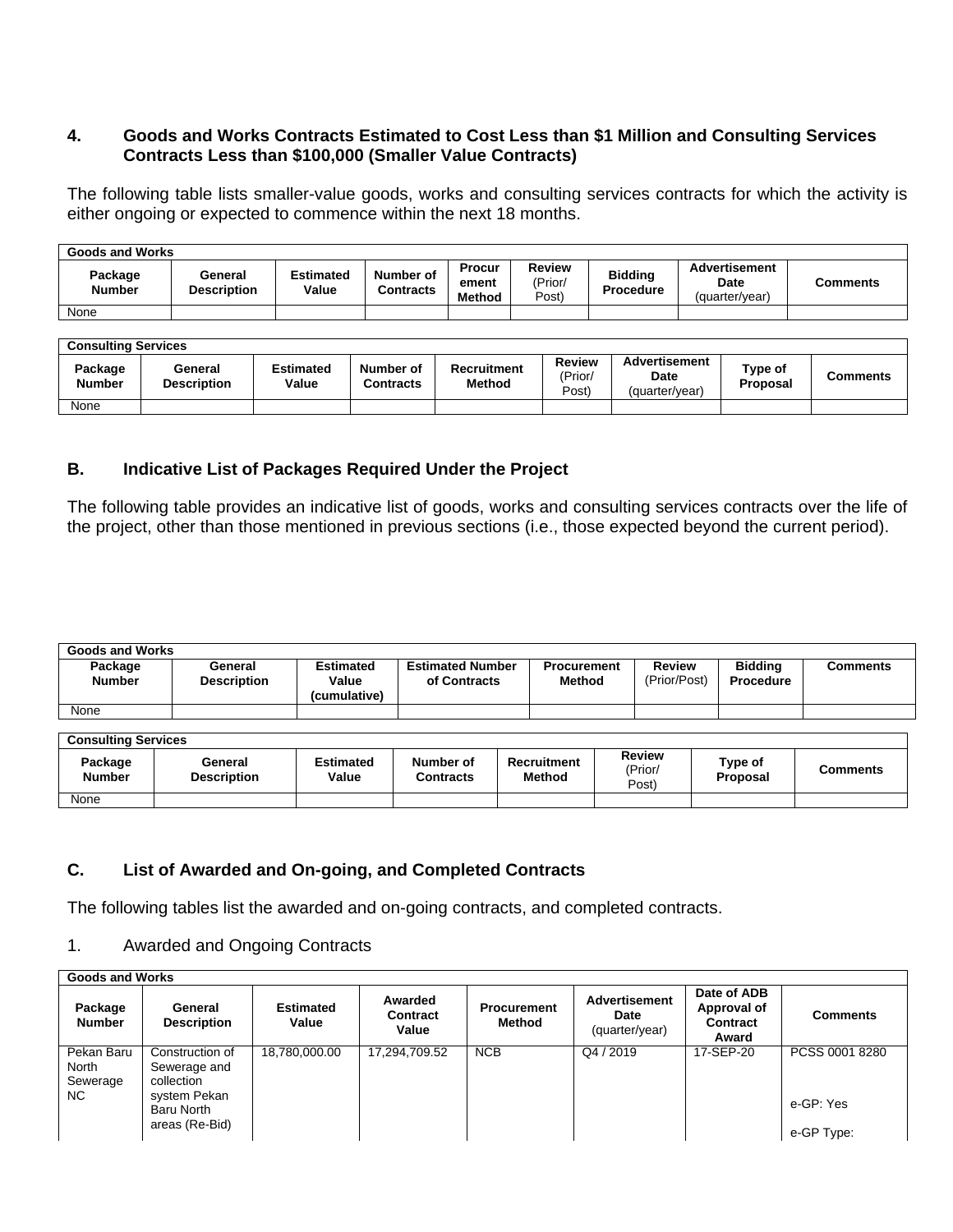### 4. Goods and Works Contracts Estimated to Cost Less than $1 Million and Consulting Services Contracts Less than $100,000 (Smaller Value Contracts)

The following table lists smaller-value goods, works and consulting services contracts for which the activity is either ongoing or expected to commence within the next 18 months.

| Goods and Works | | | | | | | | |
|---|---|---|---|---|---|---|---|---|
| Package Number | General Description | Estimated Value | Number of Contracts | Procurement Method | Review (Prior/ Post) | Bidding Procedure | Advertisement Date (quarter/year) | Comments |
| None | | | | | | | | |

| Consulting Services | | | | | | | | |
|---|---|---|---|---|---|---|---|---|
| Package Number | General Description | Estimated Value | Number of Contracts | Recruitment Method | Review (Prior/ Post) | Advertisement Date (quarter/year) | Type of Proposal | Comments |
| None | | | | | | | | |

## B. Indicative List of Packages Required Under the Project

The following table provides an indicative list of goods, works and consulting services contracts over the life of the project, other than those mentioned in previous sections (i.e., those expected beyond the current period).

| Goods and Works | | | | | | | |
|---|---|---|---|---|---|---|---|
| Package Number | General Description | Estimated Value (cumulative) | Estimated Number of Contracts | Procurement Method | Review (Prior/Post) | Bidding Procedure | Comments |
| None | | | | | | | |

| Consulting Services | | | | | | | |
|---|---|---|---|---|---|---|---|
| Package Number | General Description | Estimated Value | Number of Contracts | Recruitment Method | Review (Prior/ Post) | Type of Proposal | Comments |
| None | | | | | | | |

## C. List of Awarded and On-going, and Completed Contracts

The following tables list the awarded and on-going contracts, and completed contracts.

1. Awarded and Ongoing Contracts

| Goods and Works | | | | | | | |
|---|---|---|---|---|---|---|---|
| Package Number | General Description | Estimated Value | Awarded Contract Value | Procurement Method | Advertisement Date (quarter/year) | Date of ADB Approval of Contract Award | Comments |
| Pekan Baru North Sewerage NC | Construction of Sewerage and collection system Pekan Baru North areas (Re-Bid) | 18,780,000.00 | 17,294,709.52 | NCB | Q4 / 2019 | 17-SEP-20 | PCSS 0001 8280<br><br>e-GP: Yes<br><br>e-GP Type: |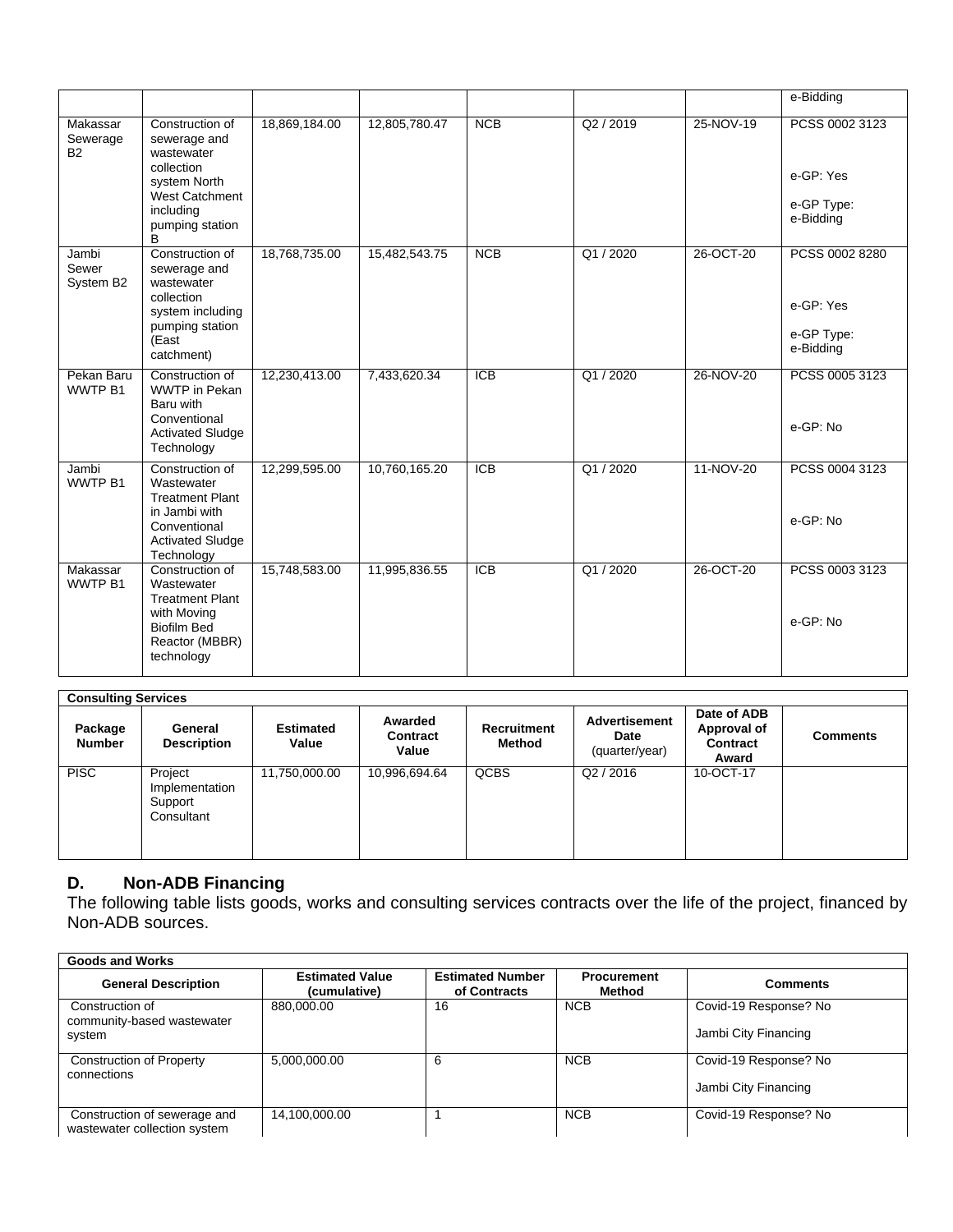| | | | | | | | |
|---|---|---|---|---|---|---|---|
| | | | | | | | e-Bidding |
| Makassar Sewerage B2 | Construction of sewerage and wastewater collection system North West Catchment including pumping station B | 18,869,184.00 | 12,805,780.47 | NCB | Q2 / 2019 | 25-NOV-19 | PCSS 0002 3123<br><br>e-GP: Yes<br><br>e-GP Type: e-Bidding |
| Jambi Sewer System B2 | Construction of sewerage and wastewater collection system including pumping station (East catchment) | 18,768,735.00 | 15,482,543.75 | NCB | Q1 / 2020 | 26-OCT-20 | PCSS 0002 8280<br><br>e-GP: Yes<br><br>e-GP Type: e-Bidding |
| Pekan Baru WWTP B1 | Construction of WWTP in Pekan Baru with Conventional Activated Sludge Technology | 12,230,413.00 | 7,433,620.34 | ICB | Q1 / 2020 | 26-NOV-20 | PCSS 0005 3123<br><br>e-GP: No |
| Jambi WWTP B1 | Construction of Wastewater Treatment Plant in Jambi with Conventional Activated Sludge Technology | 12,299,595.00 | 10,760,165.20 | ICB | Q1 / 2020 | 11-NOV-20 | PCSS 0004 3123<br><br>e-GP: No |
| Makassar WWTP B1 | Construction of Wastewater Treatment Plant with Moving Biofilm Bed Reactor (MBBR) technology | 15,748,583.00 | 11,995,836.55 | ICB | Q1 / 2020 | 26-OCT-20 | PCSS 0003 3123<br><br>e-GP: No |

| **Consulting Services** | | | | | | | |
|---|---|---|---|---|---|---|---|
| **Package Number** | **General Description** | **Estimated Value** | **Awarded Contract Value** | **Recruitment Method** | **Advertisement Date** (quarter/year) | **Date of ADB Approval of Contract Award** | **Comments** |
| PISC | Project Implementation Support Consultant | 11,750,000.00 | 10,996,694.64 | QCBS | Q2 / 2016 | 10-OCT-17 | |

## D. Non-ADB Financing

The following table lists goods, works and consulting services contracts over the life of the project, financed by Non-ADB sources.

| **Goods and Works** | | | | |
|---|---|---|---|---|
| **General Description** | **Estimated Value (cumulative)** | **Estimated Number of Contracts** | **Procurement Method** | **Comments** |
| Construction of community-based wastewater system | 880,000.00 | 16 | NCB | Covid-19 Response? No<br><br>Jambi City Financing |
| Construction of Property connections | 5,000,000.00 | 6 | NCB | Covid-19 Response? No<br><br>Jambi City Financing |
| Construction of sewerage and wastewater collection system | 14,100,000.00 | 1 | NCB | Covid-19 Response? No |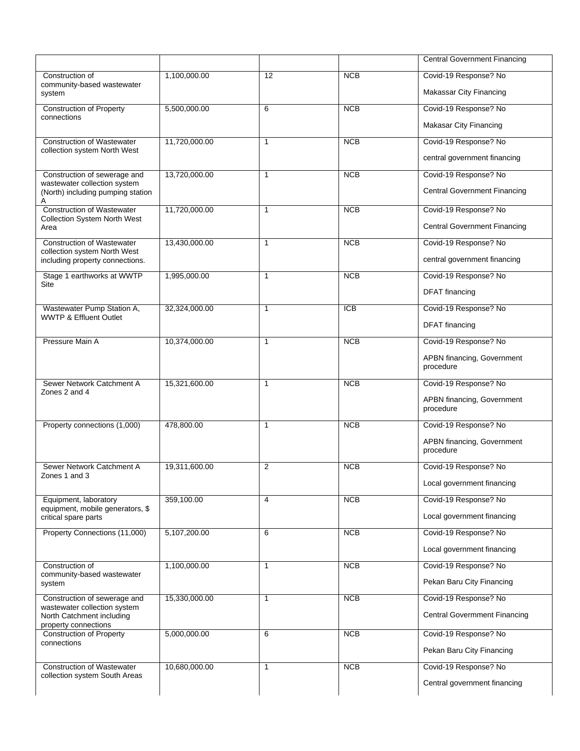| | | | | |
|---|---|---|---|---|
| | | | | Central Government Financing |
| Construction of community-based wastewater system | 1,100,000.00 | 12 | NCB | Covid-19 Response? No<br><br>Makassar City Financing |
| Construction of Property connections | 5,500,000.00 | 6 | NCB | Covid-19 Response? No<br><br>Makasar City Financing |
| Construction of Wastewater collection system North West | 11,720,000.00 | 1 | NCB | Covid-19 Response? No<br><br>central government financing |
| Construction of sewerage and wastewater collection system (North) including pumping station A | 13,720,000.00 | 1 | NCB | Covid-19 Response? No<br><br>Central Government Financing |
| Construction of Wastewater Collection System North West Area | 11,720,000.00 | 1 | NCB | Covid-19 Response? No<br><br>Central Government Financing |
| Construction of Wastewater collection system North West including property connections. | 13,430,000.00 | 1 | NCB | Covid-19 Response? No<br><br>central government financing |
| Stage 1 earthworks at WWTP Site | 1,995,000.00 | 1 | NCB | Covid-19 Response? No<br><br>DFAT financing |
| Wastewater Pump Station A, WWTP & Effluent Outlet | 32,324,000.00 | 1 | ICB | Covid-19 Response? No<br><br>DFAT financing |
| Pressure Main A | 10,374,000.00 | 1 | NCB | Covid-19 Response? No<br><br>APBN financing, Government procedure |
| Sewer Network Catchment A Zones 2 and 4 | 15,321,600.00 | 1 | NCB | Covid-19 Response? No<br><br>APBN financing, Government procedure |
| Property connections (1,000) | 478,800.00 | 1 | NCB | Covid-19 Response? No<br><br>APBN financing, Government procedure |
| Sewer Network Catchment A Zones 1 and 3 | 19,311,600.00 | 2 | NCB | Covid-19 Response? No<br><br>Local government financing |
| Equipment, laboratory equipment, mobile generators, $ critical spare parts | 359,100.00 | 4 | NCB | Covid-19 Response? No<br><br>Local government financing |
| Property Connections (11,000) | 5,107,200.00 | 6 | NCB | Covid-19 Response? No<br><br>Local government financing |
| Construction of community-based wastewater system | 1,100,000.00 | 1 | NCB | Covid-19 Response? No<br><br>Pekan Baru City Financing |
| Construction of sewerage and wastewater collection system North Catchment including property connections | 15,330,000.00 | 1 | NCB | Covid-19 Response? No<br><br>Central Govermment Financing |
| Construction of Property connections | 5,000,000.00 | 6 | NCB | Covid-19 Response? No<br><br>Pekan Baru City Financing |
| Construction of Wastewater collection system South Areas | 10,680,000.00 | 1 | NCB | Covid-19 Response? No<br><br>Central government financing |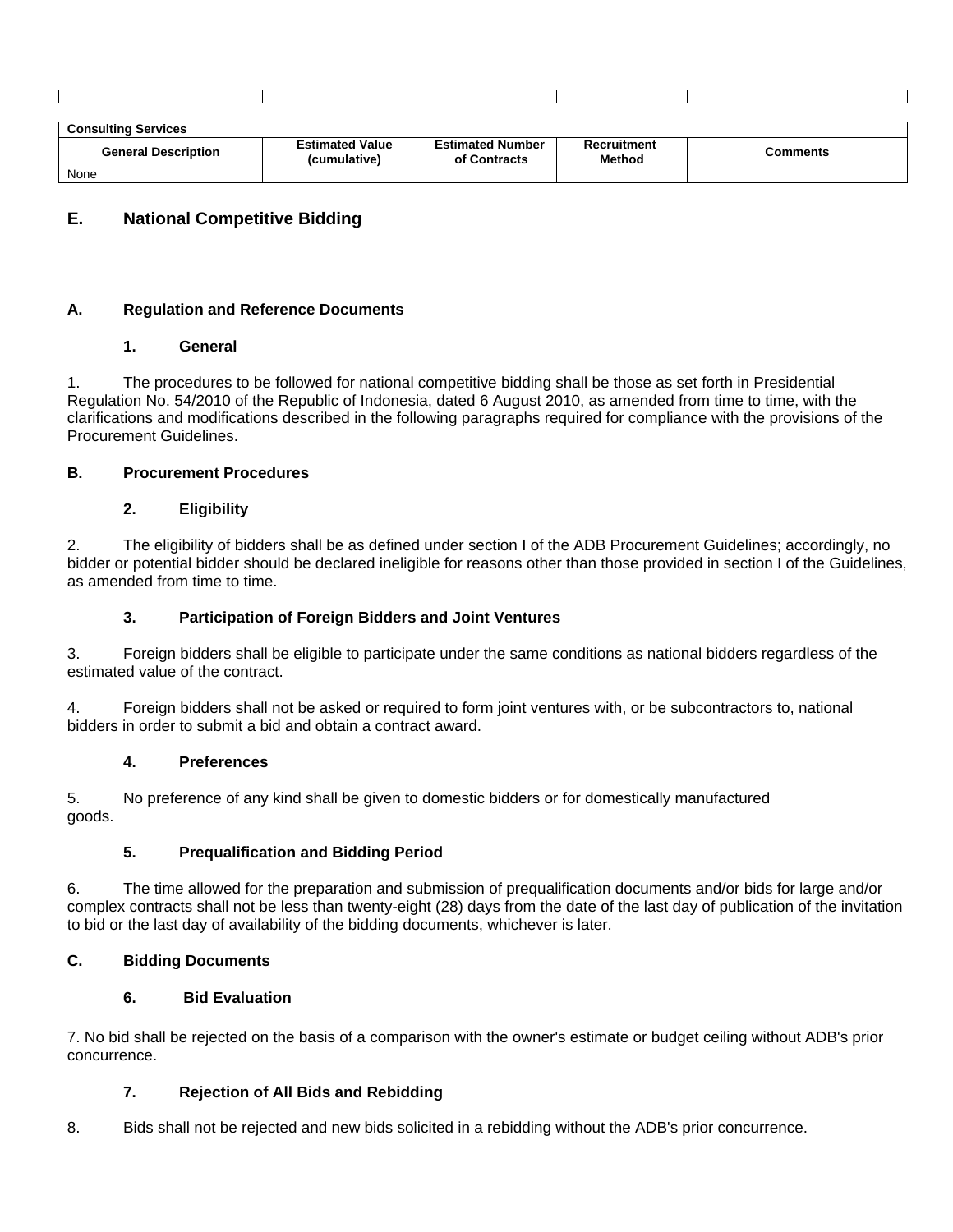| | | | | |
|---|---|---|---|---|
| | | | | |

| Consulting Services | | | | |
|---|---|---|---|---|
| General Description | Estimated Value (cumulative) | Estimated Number of Contracts | Recruitment Method | Comments |
| None | | | | |

## E. National Competitive Bidding

## A. Regulation and Reference Documents

### 1. General

1. The procedures to be followed for national competitive bidding shall be those as set forth in Presidential Regulation No. 54/2010 of the Republic of Indonesia, dated 6 August 2010, as amended from time to time, with the clarifications and modifications described in the following paragraphs required for compliance with the provisions of the Procurement Guidelines.

## B. Procurement Procedures

### 2. Eligibility

2. The eligibility of bidders shall be as defined under section I of the ADB Procurement Guidelines; accordingly, no bidder or potential bidder should be declared ineligible for reasons other than those provided in section I of the Guidelines, as amended from time to time.

### 3. Participation of Foreign Bidders and Joint Ventures

3. Foreign bidders shall be eligible to participate under the same conditions as national bidders regardless of the estimated value of the contract.

4. Foreign bidders shall not be asked or required to form joint ventures with, or be subcontractors to, national bidders in order to submit a bid and obtain a contract award.

### 4. Preferences

5. No preference of any kind shall be given to domestic bidders or for domestically manufactured goods.

### 5. Prequalification and Bidding Period

6. The time allowed for the preparation and submission of prequalification documents and/or bids for large and/or complex contracts shall not be less than twenty-eight (28) days from the date of the last day of publication of the invitation to bid or the last day of availability of the bidding documents, whichever is later.

## C. Bidding Documents

### 6. Bid Evaluation

7. No bid shall be rejected on the basis of a comparison with the owner's estimate or budget ceiling without ADB's prior concurrence.

### 7. Rejection of All Bids and Rebidding

8. Bids shall not be rejected and new bids solicited in a rebidding without the ADB's prior concurrence.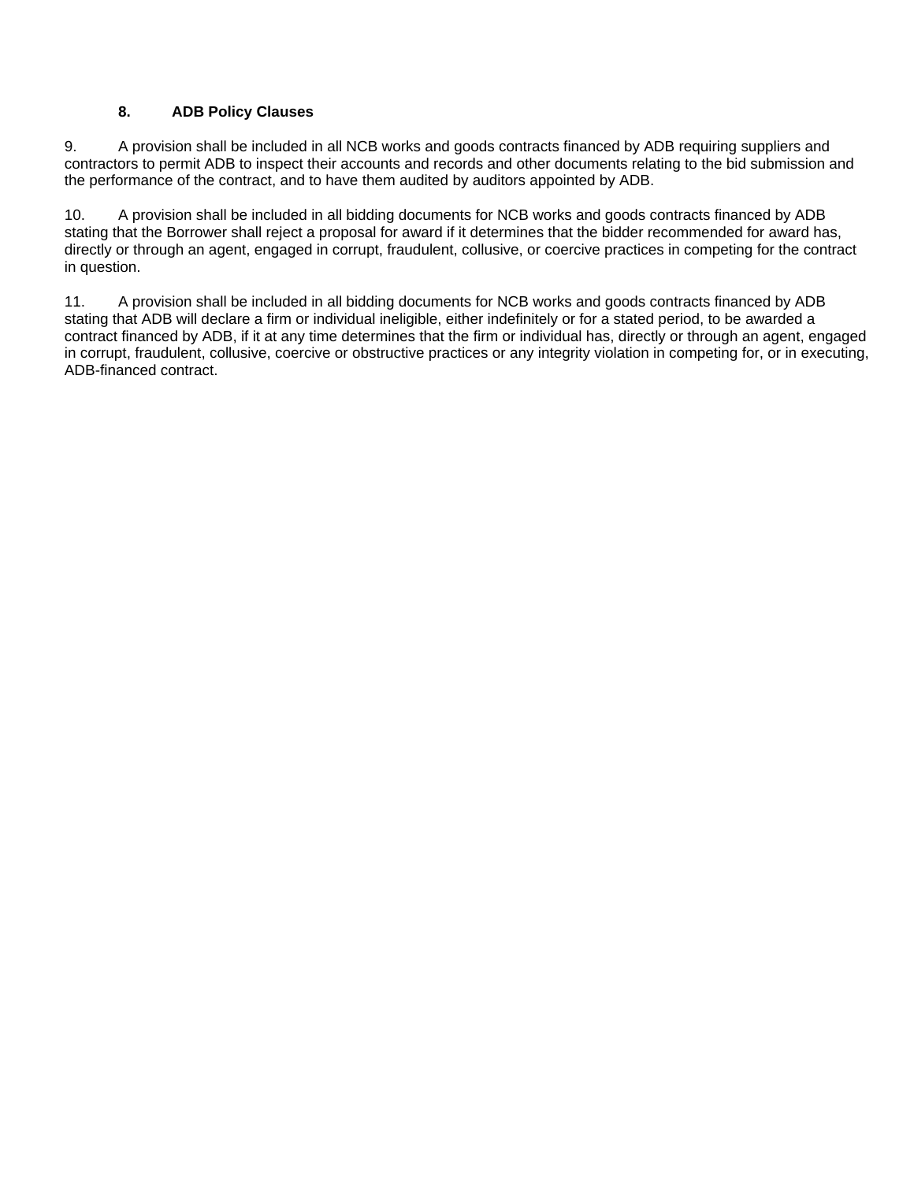## 8. ADB Policy Clauses

9. A provision shall be included in all NCB works and goods contracts financed by ADB requiring suppliers and contractors to permit ADB to inspect their accounts and records and other documents relating to the bid submission and the performance of the contract, and to have them audited by auditors appointed by ADB.

10. A provision shall be included in all bidding documents for NCB works and goods contracts financed by ADB stating that the Borrower shall reject a proposal for award if it determines that the bidder recommended for award has, directly or through an agent, engaged in corrupt, fraudulent, collusive, or coercive practices in competing for the contract in question.

11. A provision shall be included in all bidding documents for NCB works and goods contracts financed by ADB stating that ADB will declare a firm or individual ineligible, either indefinitely or for a stated period, to be awarded a contract financed by ADB, if it at any time determines that the firm or individual has, directly or through an agent, engaged in corrupt, fraudulent, collusive, coercive or obstructive practices or any integrity violation in competing for, or in executing, ADB-financed contract.